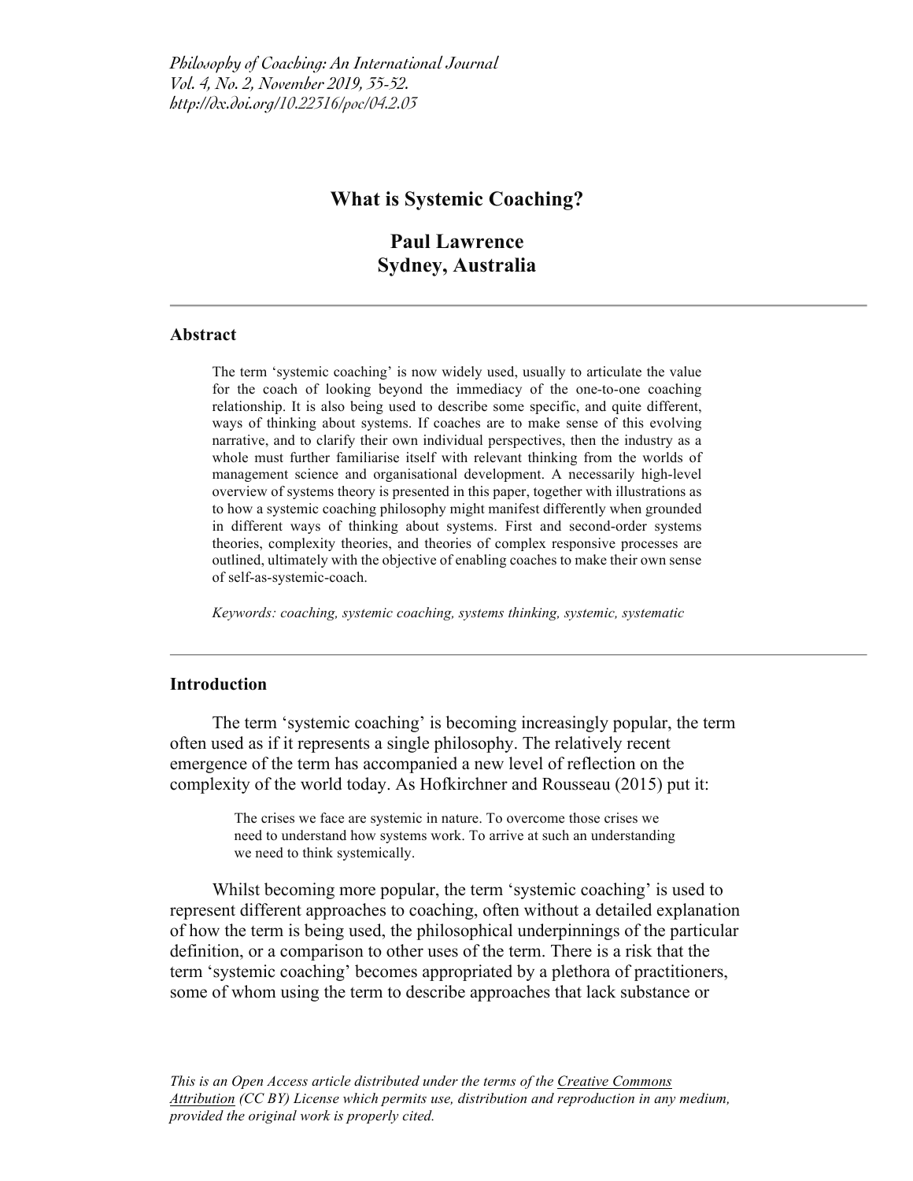# What is Systemic Coaching?

**Paul Lawrence**
**Sydney, Australia**

---

### Abstract

The term 'systemic coaching' is now widely used, usually to articulate the value for the coach of looking beyond the immediacy of the one-to-one coaching relationship. It is also being used to describe some specific, and quite different, ways of thinking about systems. If coaches are to make sense of this evolving narrative, and to clarify their own individual perspectives, then the industry as a whole must further familiarise itself with relevant thinking from the worlds of management science and organisational development. A necessarily high-level overview of systems theory is presented in this paper, together with illustrations as to how a systemic coaching philosophy might manifest differently when grounded in different ways of thinking about systems. First and second-order systems theories, complexity theories, and theories of complex responsive processes are outlined, ultimately with the objective of enabling coaches to make their own sense of self-as-systemic-coach.

*Keywords: coaching, systemic coaching, systems thinking, systemic, systematic*

---

### Introduction

The term 'systemic coaching' is becoming increasingly popular, the term often used as if it represents a single philosophy. The relatively recent emergence of the term has accompanied a new level of reflection on the complexity of the world today. As Hofkirchner and Rousseau (2015) put it:

> The crises we face are systemic in nature. To overcome those crises we need to understand how systems work. To arrive at such an understanding we need to think systemically.

Whilst becoming more popular, the term 'systemic coaching' is used to represent different approaches to coaching, often without a detailed explanation of how the term is being used, the philosophical underpinnings of the particular definition, or a comparison to other uses of the term. There is a risk that the term 'systemic coaching' becomes appropriated by a plethora of practitioners, some of whom using the term to describe approaches that lack substance or

*This is an Open Access article distributed under the terms of the Creative Commons Attribution (CC BY) License which permits use, distribution and reproduction in any medium, provided the original work is properly cited.*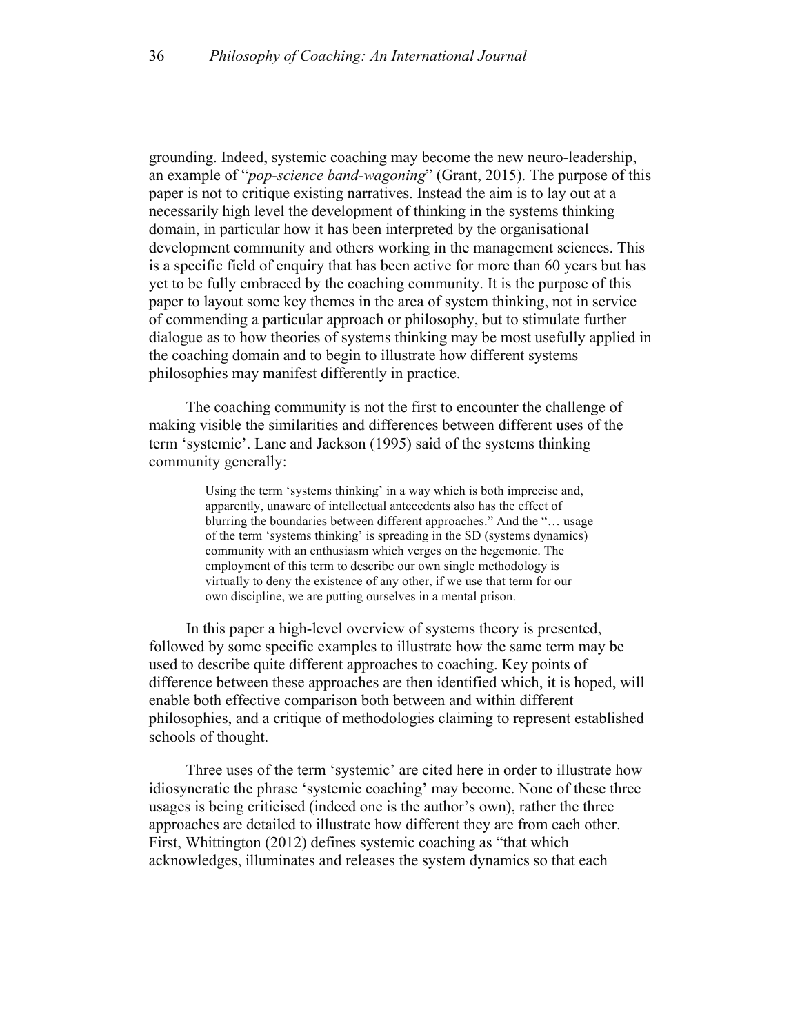grounding. Indeed, systemic coaching may become the new neuro-leadership, an example of "*pop-science band-wagoning*" (Grant, 2015). The purpose of this paper is not to critique existing narratives. Instead the aim is to lay out at a necessarily high level the development of thinking in the systems thinking domain, in particular how it has been interpreted by the organisational development community and others working in the management sciences. This is a specific field of enquiry that has been active for more than 60 years but has yet to be fully embraced by the coaching community. It is the purpose of this paper to layout some key themes in the area of system thinking, not in service of commending a particular approach or philosophy, but to stimulate further dialogue as to how theories of systems thinking may be most usefully applied in the coaching domain and to begin to illustrate how different systems philosophies may manifest differently in practice.

The coaching community is not the first to encounter the challenge of making visible the similarities and differences between different uses of the term 'systemic'. Lane and Jackson (1995) said of the systems thinking community generally:

> Using the term 'systems thinking' in a way which is both imprecise and, apparently, unaware of intellectual antecedents also has the effect of blurring the boundaries between different approaches." And the "… usage of the term 'systems thinking' is spreading in the SD (systems dynamics) community with an enthusiasm which verges on the hegemonic. The employment of this term to describe our own single methodology is virtually to deny the existence of any other, if we use that term for our own discipline, we are putting ourselves in a mental prison.

In this paper a high-level overview of systems theory is presented, followed by some specific examples to illustrate how the same term may be used to describe quite different approaches to coaching. Key points of difference between these approaches are then identified which, it is hoped, will enable both effective comparison both between and within different philosophies, and a critique of methodologies claiming to represent established schools of thought.

Three uses of the term 'systemic' are cited here in order to illustrate how idiosyncratic the phrase 'systemic coaching' may become. None of these three usages is being criticised (indeed one is the author's own), rather the three approaches are detailed to illustrate how different they are from each other. First, Whittington (2012) defines systemic coaching as "that which acknowledges, illuminates and releases the system dynamics so that each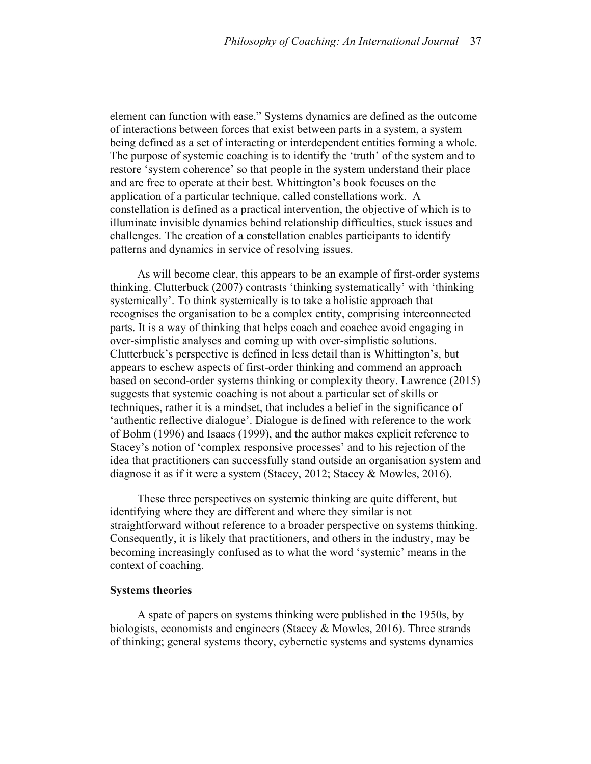element can function with ease." Systems dynamics are defined as the outcome of interactions between forces that exist between parts in a system, a system being defined as a set of interacting or interdependent entities forming a whole. The purpose of systemic coaching is to identify the 'truth' of the system and to restore 'system coherence' so that people in the system understand their place and are free to operate at their best. Whittington's book focuses on the application of a particular technique, called constellations work. A constellation is defined as a practical intervention, the objective of which is to illuminate invisible dynamics behind relationship difficulties, stuck issues and challenges. The creation of a constellation enables participants to identify patterns and dynamics in service of resolving issues.

As will become clear, this appears to be an example of first-order systems thinking. Clutterbuck (2007) contrasts 'thinking systematically' with 'thinking systemically'. To think systemically is to take a holistic approach that recognises the organisation to be a complex entity, comprising interconnected parts. It is a way of thinking that helps coach and coachee avoid engaging in over-simplistic analyses and coming up with over-simplistic solutions. Clutterbuck's perspective is defined in less detail than is Whittington's, but appears to eschew aspects of first-order thinking and commend an approach based on second-order systems thinking or complexity theory. Lawrence (2015) suggests that systemic coaching is not about a particular set of skills or techniques, rather it is a mindset, that includes a belief in the significance of 'authentic reflective dialogue'. Dialogue is defined with reference to the work of Bohm (1996) and Isaacs (1999), and the author makes explicit reference to Stacey's notion of 'complex responsive processes' and to his rejection of the idea that practitioners can successfully stand outside an organisation system and diagnose it as if it were a system (Stacey, 2012; Stacey & Mowles, 2016).

These three perspectives on systemic thinking are quite different, but identifying where they are different and where they similar is not straightforward without reference to a broader perspective on systems thinking. Consequently, it is likely that practitioners, and others in the industry, may be becoming increasingly confused as to what the word 'systemic' means in the context of coaching.

## Systems theories

A spate of papers on systems thinking were published in the 1950s, by biologists, economists and engineers (Stacey & Mowles, 2016). Three strands of thinking; general systems theory, cybernetic systems and systems dynamics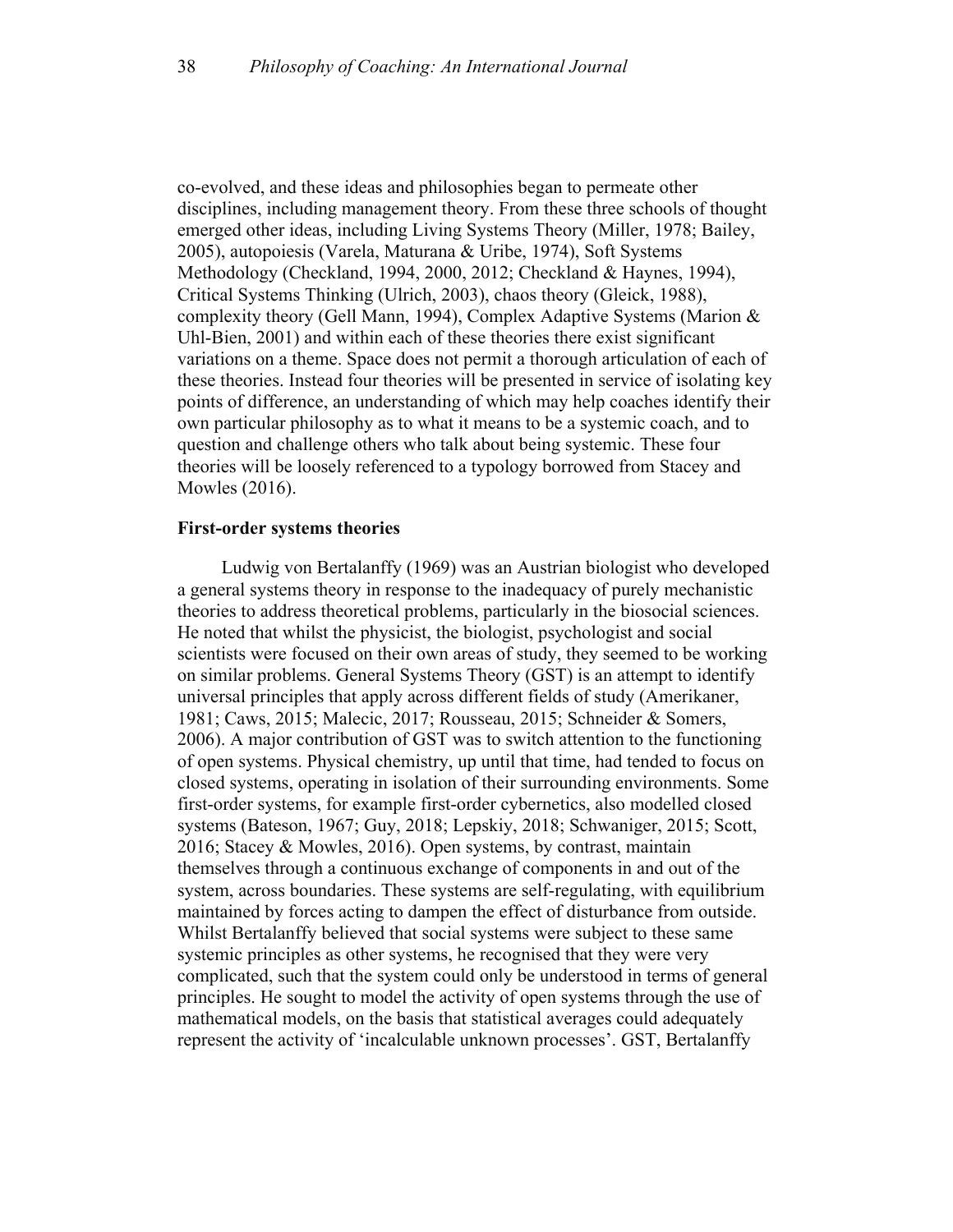co-evolved, and these ideas and philosophies began to permeate other disciplines, including management theory. From these three schools of thought emerged other ideas, including Living Systems Theory (Miller, 1978; Bailey, 2005), autopoiesis (Varela, Maturana & Uribe, 1974), Soft Systems Methodology (Checkland, 1994, 2000, 2012; Checkland & Haynes, 1994), Critical Systems Thinking (Ulrich, 2003), chaos theory (Gleick, 1988), complexity theory (Gell Mann, 1994), Complex Adaptive Systems (Marion & Uhl-Bien, 2001) and within each of these theories there exist significant variations on a theme. Space does not permit a thorough articulation of each of these theories. Instead four theories will be presented in service of isolating key points of difference, an understanding of which may help coaches identify their own particular philosophy as to what it means to be a systemic coach, and to question and challenge others who talk about being systemic. These four theories will be loosely referenced to a typology borrowed from Stacey and Mowles (2016).

**First-order systems theories**

Ludwig von Bertalanffy (1969) was an Austrian biologist who developed a general systems theory in response to the inadequacy of purely mechanistic theories to address theoretical problems, particularly in the biosocial sciences. He noted that whilst the physicist, the biologist, psychologist and social scientists were focused on their own areas of study, they seemed to be working on similar problems. General Systems Theory (GST) is an attempt to identify universal principles that apply across different fields of study (Amerikaner, 1981; Caws, 2015; Malecic, 2017; Rousseau, 2015; Schneider & Somers, 2006). A major contribution of GST was to switch attention to the functioning of open systems. Physical chemistry, up until that time, had tended to focus on closed systems, operating in isolation of their surrounding environments. Some first-order systems, for example first-order cybernetics, also modelled closed systems (Bateson, 1967; Guy, 2018; Lepskiy, 2018; Schwaniger, 2015; Scott, 2016; Stacey & Mowles, 2016). Open systems, by contrast, maintain themselves through a continuous exchange of components in and out of the system, across boundaries. These systems are self-regulating, with equilibrium maintained by forces acting to dampen the effect of disturbance from outside. Whilst Bertalanffy believed that social systems were subject to these same systemic principles as other systems, he recognised that they were very complicated, such that the system could only be understood in terms of general principles. He sought to model the activity of open systems through the use of mathematical models, on the basis that statistical averages could adequately represent the activity of 'incalculable unknown processes'. GST, Bertalanffy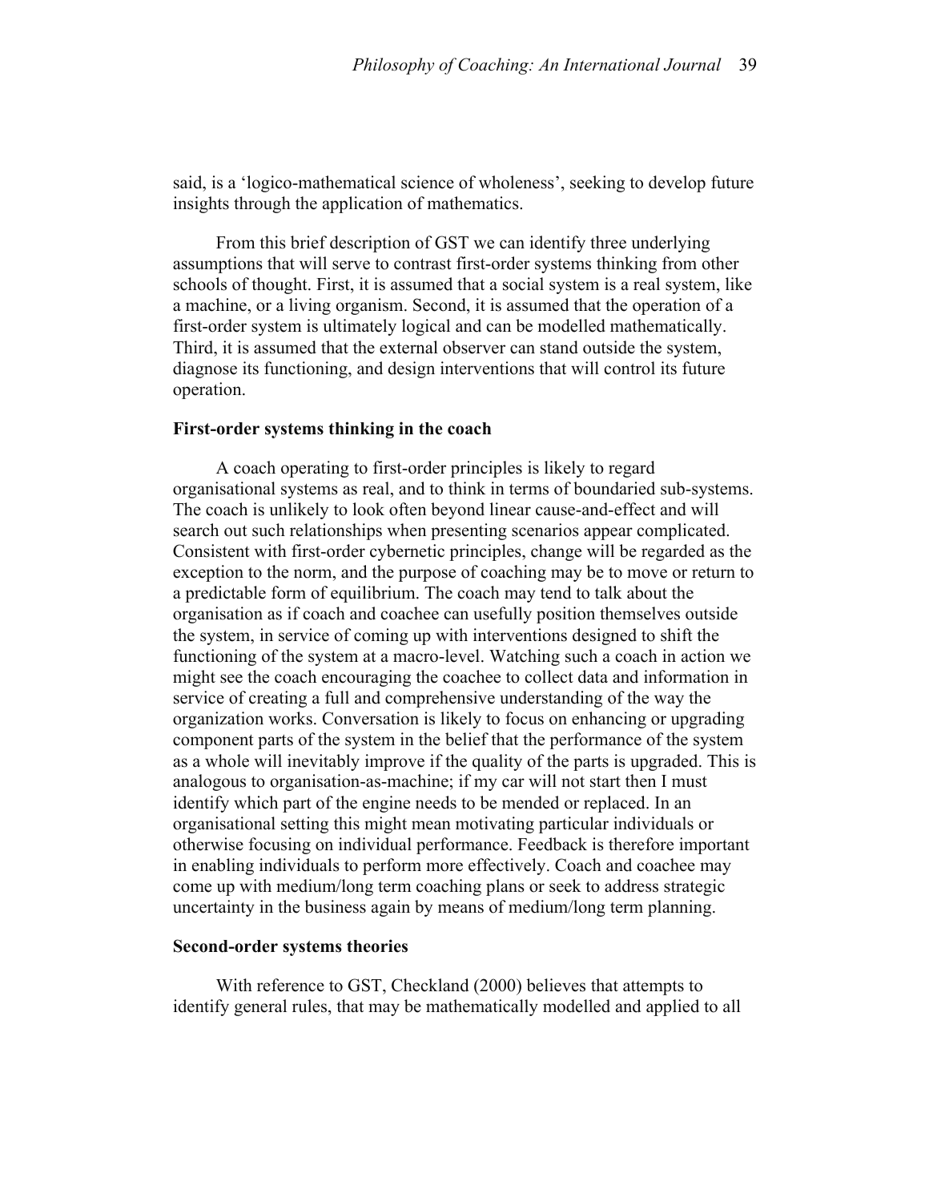said, is a 'logico-mathematical science of wholeness', seeking to develop future insights through the application of mathematics.

From this brief description of GST we can identify three underlying assumptions that will serve to contrast first-order systems thinking from other schools of thought. First, it is assumed that a social system is a real system, like a machine, or a living organism. Second, it is assumed that the operation of a first-order system is ultimately logical and can be modelled mathematically. Third, it is assumed that the external observer can stand outside the system, diagnose its functioning, and design interventions that will control its future operation.

**First-order systems thinking in the coach**

A coach operating to first-order principles is likely to regard organisational systems as real, and to think in terms of boundaried sub-systems. The coach is unlikely to look often beyond linear cause-and-effect and will search out such relationships when presenting scenarios appear complicated. Consistent with first-order cybernetic principles, change will be regarded as the exception to the norm, and the purpose of coaching may be to move or return to a predictable form of equilibrium. The coach may tend to talk about the organisation as if coach and coachee can usefully position themselves outside the system, in service of coming up with interventions designed to shift the functioning of the system at a macro-level. Watching such a coach in action we might see the coach encouraging the coachee to collect data and information in service of creating a full and comprehensive understanding of the way the organization works. Conversation is likely to focus on enhancing or upgrading component parts of the system in the belief that the performance of the system as a whole will inevitably improve if the quality of the parts is upgraded. This is analogous to organisation-as-machine; if my car will not start then I must identify which part of the engine needs to be mended or replaced. In an organisational setting this might mean motivating particular individuals or otherwise focusing on individual performance. Feedback is therefore important in enabling individuals to perform more effectively. Coach and coachee may come up with medium/long term coaching plans or seek to address strategic uncertainty in the business again by means of medium/long term planning.

**Second-order systems theories**

With reference to GST, Checkland (2000) believes that attempts to identify general rules, that may be mathematically modelled and applied to all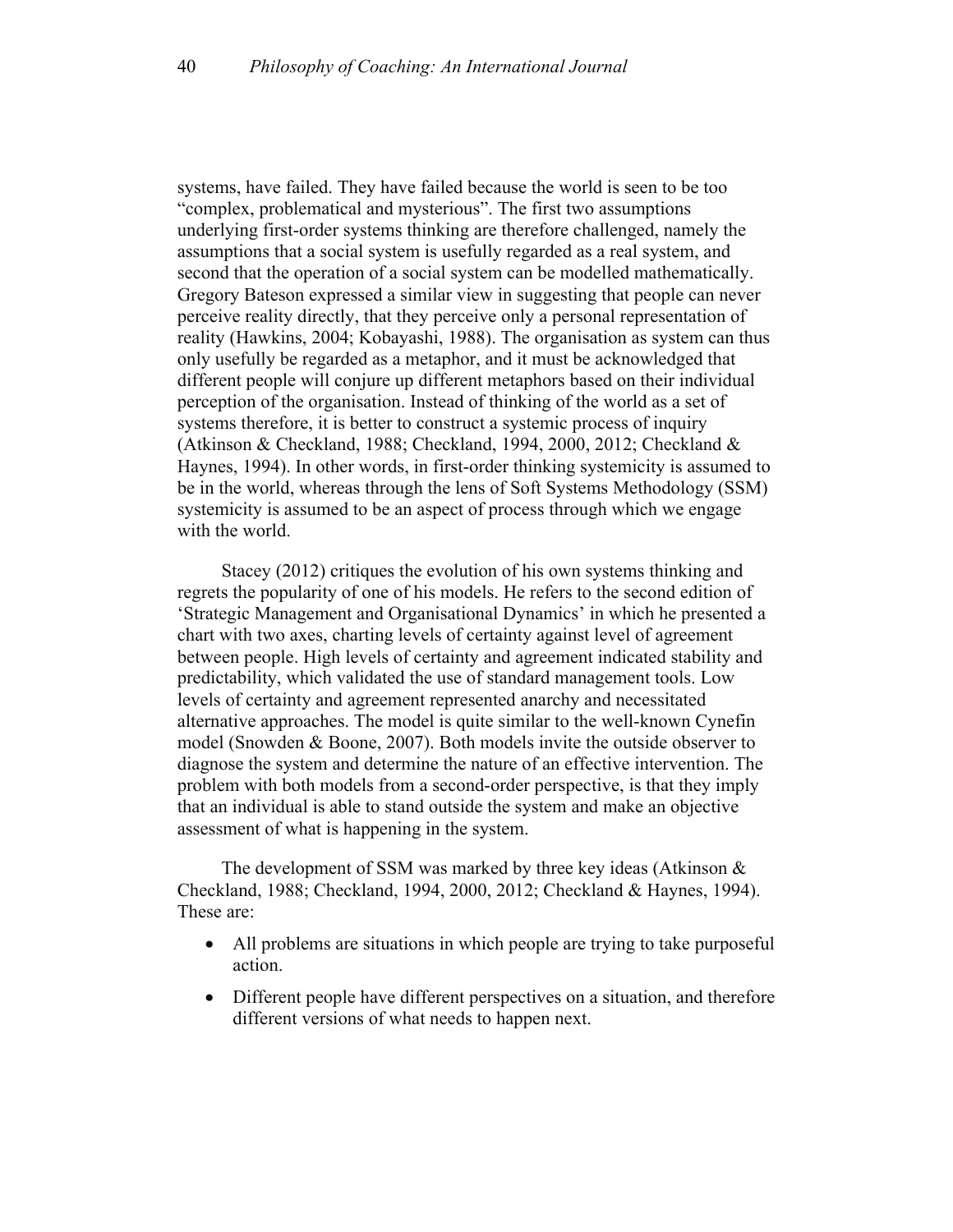systems, have failed. They have failed because the world is seen to be too "complex, problematical and mysterious". The first two assumptions underlying first-order systems thinking are therefore challenged, namely the assumptions that a social system is usefully regarded as a real system, and second that the operation of a social system can be modelled mathematically. Gregory Bateson expressed a similar view in suggesting that people can never perceive reality directly, that they perceive only a personal representation of reality (Hawkins, 2004; Kobayashi, 1988). The organisation as system can thus only usefully be regarded as a metaphor, and it must be acknowledged that different people will conjure up different metaphors based on their individual perception of the organisation. Instead of thinking of the world as a set of systems therefore, it is better to construct a systemic process of inquiry (Atkinson & Checkland, 1988; Checkland, 1994, 2000, 2012; Checkland & Haynes, 1994). In other words, in first-order thinking systemicity is assumed to be in the world, whereas through the lens of Soft Systems Methodology (SSM) systemicity is assumed to be an aspect of process through which we engage with the world.

Stacey (2012) critiques the evolution of his own systems thinking and regrets the popularity of one of his models. He refers to the second edition of 'Strategic Management and Organisational Dynamics' in which he presented a chart with two axes, charting levels of certainty against level of agreement between people. High levels of certainty and agreement indicated stability and predictability, which validated the use of standard management tools. Low levels of certainty and agreement represented anarchy and necessitated alternative approaches. The model is quite similar to the well-known Cynefin model (Snowden & Boone, 2007). Both models invite the outside observer to diagnose the system and determine the nature of an effective intervention. The problem with both models from a second-order perspective, is that they imply that an individual is able to stand outside the system and make an objective assessment of what is happening in the system.

The development of SSM was marked by three key ideas (Atkinson & Checkland, 1988; Checkland, 1994, 2000, 2012; Checkland & Haynes, 1994). These are:

- All problems are situations in which people are trying to take purposeful action.
- Different people have different perspectives on a situation, and therefore different versions of what needs to happen next.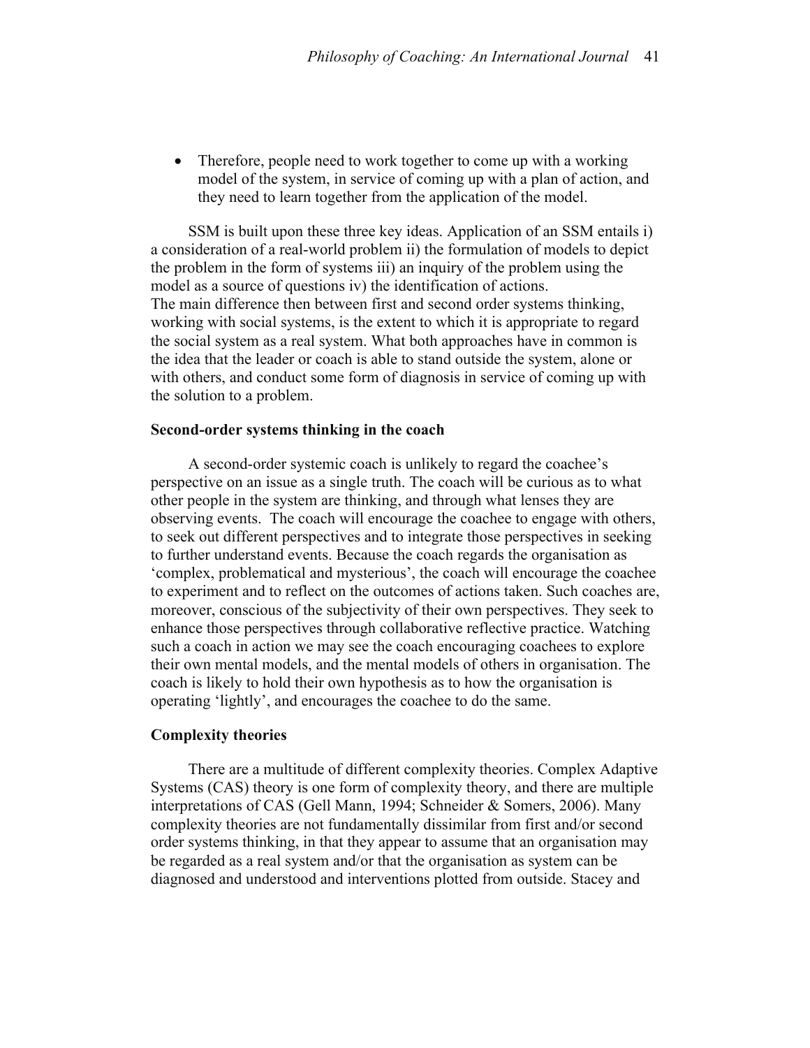- Therefore, people need to work together to come up with a working model of the system, in service of coming up with a plan of action, and they need to learn together from the application of the model.

SSM is built upon these three key ideas. Application of an SSM entails i) a consideration of a real-world problem ii) the formulation of models to depict the problem in the form of systems iii) an inquiry of the problem using the model as a source of questions iv) the identification of actions.
The main difference then between first and second order systems thinking, working with social systems, is the extent to which it is appropriate to regard the social system as a real system. What both approaches have in common is the idea that the leader or coach is able to stand outside the system, alone or with others, and conduct some form of diagnosis in service of coming up with the solution to a problem.

**Second-order systems thinking in the coach**

A second-order systemic coach is unlikely to regard the coachee's perspective on an issue as a single truth. The coach will be curious as to what other people in the system are thinking, and through what lenses they are observing events. The coach will encourage the coachee to engage with others, to seek out different perspectives and to integrate those perspectives in seeking to further understand events. Because the coach regards the organisation as 'complex, problematical and mysterious', the coach will encourage the coachee to experiment and to reflect on the outcomes of actions taken. Such coaches are, moreover, conscious of the subjectivity of their own perspectives. They seek to enhance those perspectives through collaborative reflective practice. Watching such a coach in action we may see the coach encouraging coachees to explore their own mental models, and the mental models of others in organisation. The coach is likely to hold their own hypothesis as to how the organisation is operating 'lightly', and encourages the coachee to do the same.

**Complexity theories**

There are a multitude of different complexity theories. Complex Adaptive Systems (CAS) theory is one form of complexity theory, and there are multiple interpretations of CAS (Gell Mann, 1994; Schneider & Somers, 2006). Many complexity theories are not fundamentally dissimilar from first and/or second order systems thinking, in that they appear to assume that an organisation may be regarded as a real system and/or that the organisation as system can be diagnosed and understood and interventions plotted from outside. Stacey and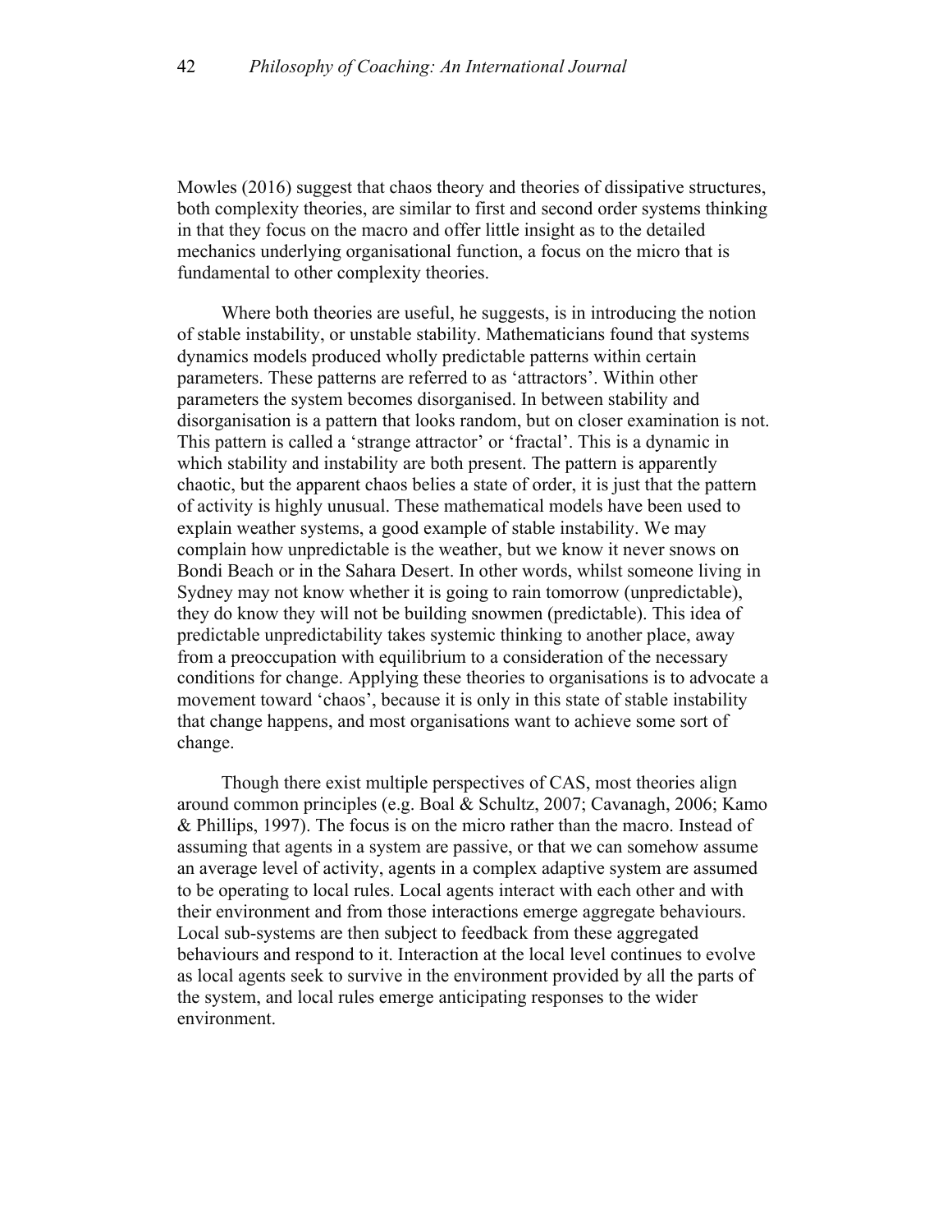Mowles (2016) suggest that chaos theory and theories of dissipative structures, both complexity theories, are similar to first and second order systems thinking in that they focus on the macro and offer little insight as to the detailed mechanics underlying organisational function, a focus on the micro that is fundamental to other complexity theories.

Where both theories are useful, he suggests, is in introducing the notion of stable instability, or unstable stability. Mathematicians found that systems dynamics models produced wholly predictable patterns within certain parameters. These patterns are referred to as 'attractors'. Within other parameters the system becomes disorganised. In between stability and disorganisation is a pattern that looks random, but on closer examination is not. This pattern is called a 'strange attractor' or 'fractal'. This is a dynamic in which stability and instability are both present. The pattern is apparently chaotic, but the apparent chaos belies a state of order, it is just that the pattern of activity is highly unusual. These mathematical models have been used to explain weather systems, a good example of stable instability. We may complain how unpredictable is the weather, but we know it never snows on Bondi Beach or in the Sahara Desert. In other words, whilst someone living in Sydney may not know whether it is going to rain tomorrow (unpredictable), they do know they will not be building snowmen (predictable). This idea of predictable unpredictability takes systemic thinking to another place, away from a preoccupation with equilibrium to a consideration of the necessary conditions for change. Applying these theories to organisations is to advocate a movement toward 'chaos', because it is only in this state of stable instability that change happens, and most organisations want to achieve some sort of change.

Though there exist multiple perspectives of CAS, most theories align around common principles (e.g. Boal & Schultz, 2007; Cavanagh, 2006; Kamo & Phillips, 1997). The focus is on the micro rather than the macro. Instead of assuming that agents in a system are passive, or that we can somehow assume an average level of activity, agents in a complex adaptive system are assumed to be operating to local rules. Local agents interact with each other and with their environment and from those interactions emerge aggregate behaviours. Local sub-systems are then subject to feedback from these aggregated behaviours and respond to it. Interaction at the local level continues to evolve as local agents seek to survive in the environment provided by all the parts of the system, and local rules emerge anticipating responses to the wider environment.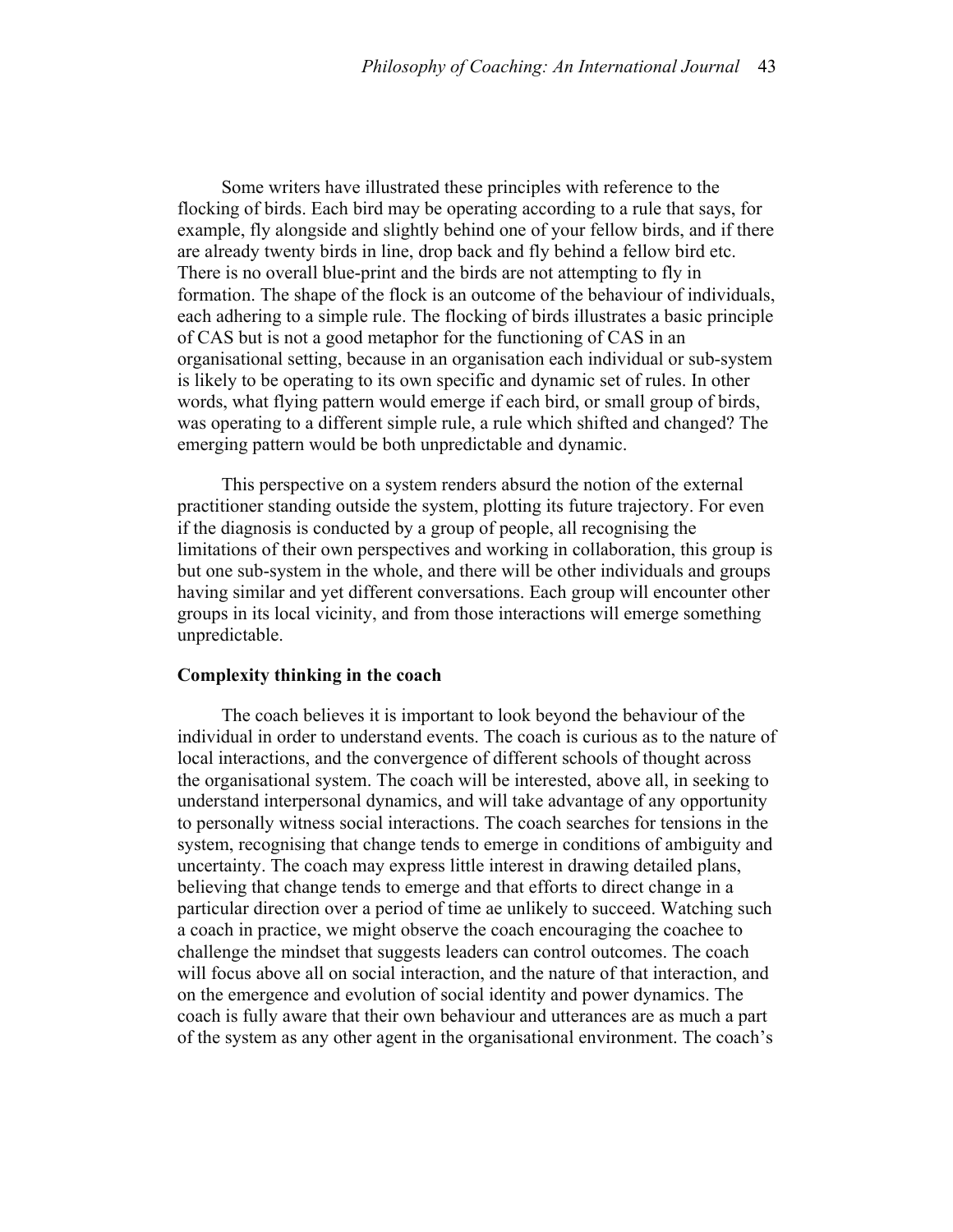Some writers have illustrated these principles with reference to the flocking of birds. Each bird may be operating according to a rule that says, for example, fly alongside and slightly behind one of your fellow birds, and if there are already twenty birds in line, drop back and fly behind a fellow bird etc. There is no overall blue-print and the birds are not attempting to fly in formation. The shape of the flock is an outcome of the behaviour of individuals, each adhering to a simple rule. The flocking of birds illustrates a basic principle of CAS but is not a good metaphor for the functioning of CAS in an organisational setting, because in an organisation each individual or sub-system is likely to be operating to its own specific and dynamic set of rules. In other words, what flying pattern would emerge if each bird, or small group of birds, was operating to a different simple rule, a rule which shifted and changed? The emerging pattern would be both unpredictable and dynamic.

This perspective on a system renders absurd the notion of the external practitioner standing outside the system, plotting its future trajectory. For even if the diagnosis is conducted by a group of people, all recognising the limitations of their own perspectives and working in collaboration, this group is but one sub-system in the whole, and there will be other individuals and groups having similar and yet different conversations. Each group will encounter other groups in its local vicinity, and from those interactions will emerge something unpredictable.

**Complexity thinking in the coach**

The coach believes it is important to look beyond the behaviour of the individual in order to understand events. The coach is curious as to the nature of local interactions, and the convergence of different schools of thought across the organisational system. The coach will be interested, above all, in seeking to understand interpersonal dynamics, and will take advantage of any opportunity to personally witness social interactions. The coach searches for tensions in the system, recognising that change tends to emerge in conditions of ambiguity and uncertainty. The coach may express little interest in drawing detailed plans, believing that change tends to emerge and that efforts to direct change in a particular direction over a period of time ae unlikely to succeed. Watching such a coach in practice, we might observe the coach encouraging the coachee to challenge the mindset that suggests leaders can control outcomes. The coach will focus above all on social interaction, and the nature of that interaction, and on the emergence and evolution of social identity and power dynamics. The coach is fully aware that their own behaviour and utterances are as much a part of the system as any other agent in the organisational environment. The coach's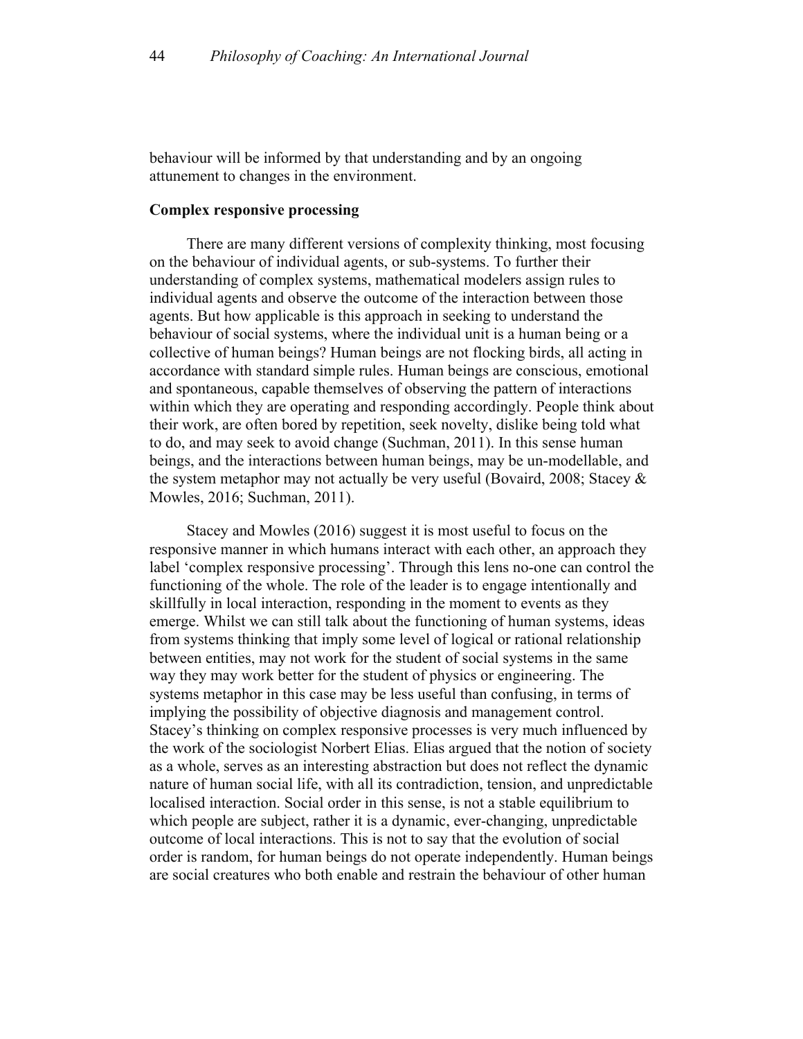behaviour will be informed by that understanding and by an ongoing attunement to changes in the environment.

**Complex responsive processing**

There are many different versions of complexity thinking, most focusing on the behaviour of individual agents, or sub-systems. To further their understanding of complex systems, mathematical modelers assign rules to individual agents and observe the outcome of the interaction between those agents. But how applicable is this approach in seeking to understand the behaviour of social systems, where the individual unit is a human being or a collective of human beings? Human beings are not flocking birds, all acting in accordance with standard simple rules. Human beings are conscious, emotional and spontaneous, capable themselves of observing the pattern of interactions within which they are operating and responding accordingly. People think about their work, are often bored by repetition, seek novelty, dislike being told what to do, and may seek to avoid change (Suchman, 2011). In this sense human beings, and the interactions between human beings, may be un-modellable, and the system metaphor may not actually be very useful (Bovaird, 2008; Stacey & Mowles, 2016; Suchman, 2011).

Stacey and Mowles (2016) suggest it is most useful to focus on the responsive manner in which humans interact with each other, an approach they label 'complex responsive processing'. Through this lens no-one can control the functioning of the whole. The role of the leader is to engage intentionally and skillfully in local interaction, responding in the moment to events as they emerge. Whilst we can still talk about the functioning of human systems, ideas from systems thinking that imply some level of logical or rational relationship between entities, may not work for the student of social systems in the same way they may work better for the student of physics or engineering. The systems metaphor in this case may be less useful than confusing, in terms of implying the possibility of objective diagnosis and management control. Stacey's thinking on complex responsive processes is very much influenced by the work of the sociologist Norbert Elias. Elias argued that the notion of society as a whole, serves as an interesting abstraction but does not reflect the dynamic nature of human social life, with all its contradiction, tension, and unpredictable localised interaction. Social order in this sense, is not a stable equilibrium to which people are subject, rather it is a dynamic, ever-changing, unpredictable outcome of local interactions. This is not to say that the evolution of social order is random, for human beings do not operate independently. Human beings are social creatures who both enable and restrain the behaviour of other human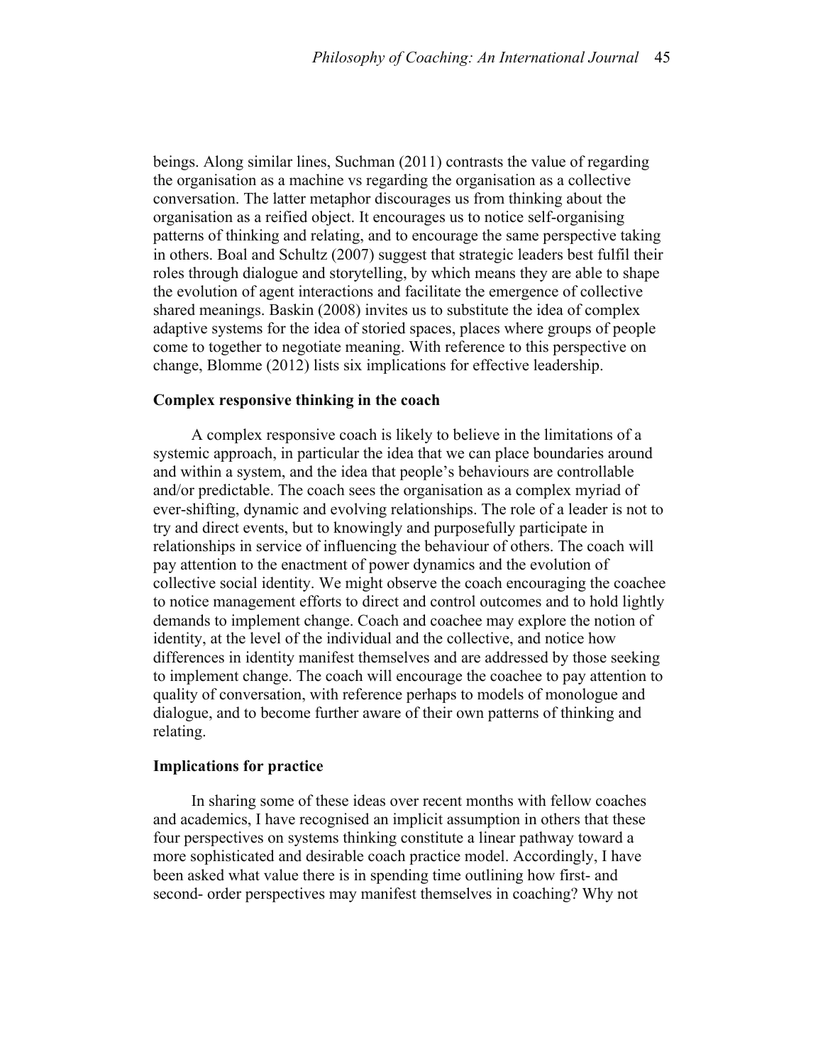beings. Along similar lines, Suchman (2011) contrasts the value of regarding the organisation as a machine vs regarding the organisation as a collective conversation. The latter metaphor discourages us from thinking about the organisation as a reified object. It encourages us to notice self-organising patterns of thinking and relating, and to encourage the same perspective taking in others. Boal and Schultz (2007) suggest that strategic leaders best fulfil their roles through dialogue and storytelling, by which means they are able to shape the evolution of agent interactions and facilitate the emergence of collective shared meanings. Baskin (2008) invites us to substitute the idea of complex adaptive systems for the idea of storied spaces, places where groups of people come to together to negotiate meaning. With reference to this perspective on change, Blomme (2012) lists six implications for effective leadership.

**Complex responsive thinking in the coach**

A complex responsive coach is likely to believe in the limitations of a systemic approach, in particular the idea that we can place boundaries around and within a system, and the idea that people's behaviours are controllable and/or predictable. The coach sees the organisation as a complex myriad of ever-shifting, dynamic and evolving relationships. The role of a leader is not to try and direct events, but to knowingly and purposefully participate in relationships in service of influencing the behaviour of others. The coach will pay attention to the enactment of power dynamics and the evolution of collective social identity. We might observe the coach encouraging the coachee to notice management efforts to direct and control outcomes and to hold lightly demands to implement change. Coach and coachee may explore the notion of identity, at the level of the individual and the collective, and notice how differences in identity manifest themselves and are addressed by those seeking to implement change. The coach will encourage the coachee to pay attention to quality of conversation, with reference perhaps to models of monologue and dialogue, and to become further aware of their own patterns of thinking and relating.

**Implications for practice**

In sharing some of these ideas over recent months with fellow coaches and academics, I have recognised an implicit assumption in others that these four perspectives on systems thinking constitute a linear pathway toward a more sophisticated and desirable coach practice model. Accordingly, I have been asked what value there is in spending time outlining how first- and second- order perspectives may manifest themselves in coaching? Why not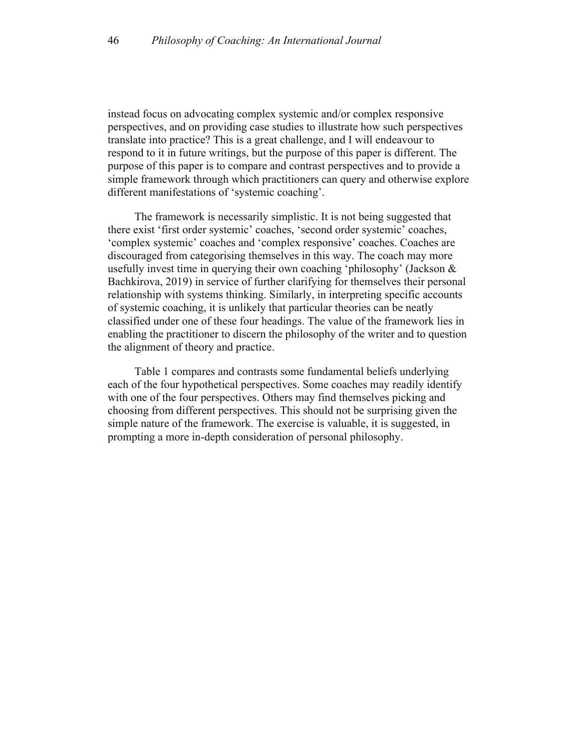instead focus on advocating complex systemic and/or complex responsive perspectives, and on providing case studies to illustrate how such perspectives translate into practice? This is a great challenge, and I will endeavour to respond to it in future writings, but the purpose of this paper is different. The purpose of this paper is to compare and contrast perspectives and to provide a simple framework through which practitioners can query and otherwise explore different manifestations of 'systemic coaching'.

The framework is necessarily simplistic. It is not being suggested that there exist 'first order systemic' coaches, 'second order systemic' coaches, 'complex systemic' coaches and 'complex responsive' coaches. Coaches are discouraged from categorising themselves in this way. The coach may more usefully invest time in querying their own coaching 'philosophy' (Jackson & Bachkirova, 2019) in service of further clarifying for themselves their personal relationship with systems thinking. Similarly, in interpreting specific accounts of systemic coaching, it is unlikely that particular theories can be neatly classified under one of these four headings. The value of the framework lies in enabling the practitioner to discern the philosophy of the writer and to question the alignment of theory and practice.

Table 1 compares and contrasts some fundamental beliefs underlying each of the four hypothetical perspectives. Some coaches may readily identify with one of the four perspectives. Others may find themselves picking and choosing from different perspectives. This should not be surprising given the simple nature of the framework. The exercise is valuable, it is suggested, in prompting a more in-depth consideration of personal philosophy.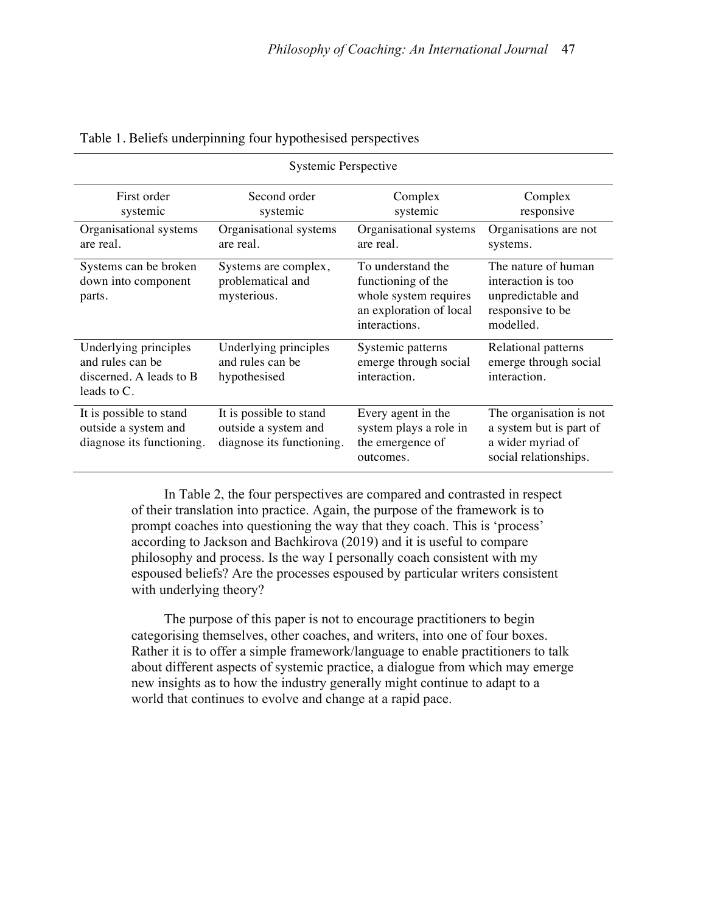Table 1. Beliefs underpinning four hypothesised perspectives

| Systemic Perspective | | | |
|---|---|---|---|
| First order systemic | Second order systemic | Complex systemic | Complex responsive |
| Organisational systems are real. | Organisational systems are real. | Organisational systems are real. | Organisations are not systems. |
| Systems can be broken down into component parts. | Systems are complex, problematical and mysterious. | To understand the functioning of the whole system requires an exploration of local interactions. | The nature of human interaction is too unpredictable and responsive to be modelled. |
| Underlying principles and rules can be discerned. A leads to B leads to C. | Underlying principles and rules can be hypothesised | Systemic patterns emerge through social interaction. | Relational patterns emerge through social interaction. |
| It is possible to stand outside a system and diagnose its functioning. | It is possible to stand outside a system and diagnose its functioning. | Every agent in the system plays a role in the emergence of outcomes. | The organisation is not a system but is part of a wider myriad of social relationships. |

In Table 2, the four perspectives are compared and contrasted in respect of their translation into practice. Again, the purpose of the framework is to prompt coaches into questioning the way that they coach. This is 'process' according to Jackson and Bachkirova (2019) and it is useful to compare philosophy and process. Is the way I personally coach consistent with my espoused beliefs? Are the processes espoused by particular writers consistent with underlying theory?

The purpose of this paper is not to encourage practitioners to begin categorising themselves, other coaches, and writers, into one of four boxes. Rather it is to offer a simple framework/language to enable practitioners to talk about different aspects of systemic practice, a dialogue from which may emerge new insights as to how the industry generally might continue to adapt to a world that continues to evolve and change at a rapid pace.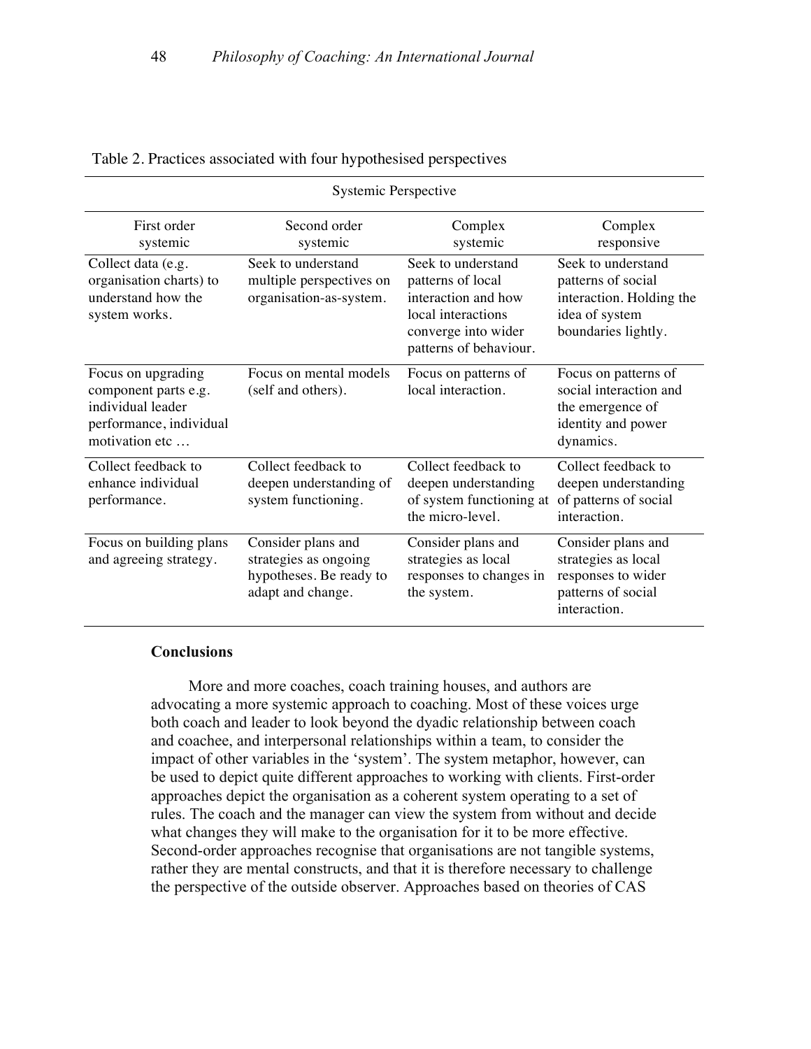Table 2. Practices associated with four hypothesised perspectives

| Systemic Perspective | | | |
|---|---|---|---|
| First order systemic | Second order systemic | Complex systemic | Complex responsive |
| Collect data (e.g. organisation charts) to understand how the system works. | Seek to understand multiple perspectives on organisation-as-system. | Seek to understand patterns of local interaction and how local interactions converge into wider patterns of behaviour. | Seek to understand patterns of social interaction. Holding the idea of system boundaries lightly. |
| Focus on upgrading component parts e.g. individual leader performance, individual motivation etc … | Focus on mental models (self and others). | Focus on patterns of local interaction. | Focus on patterns of social interaction and the emergence of identity and power dynamics. |
| Collect feedback to enhance individual performance. | Collect feedback to deepen understanding of system functioning. | Collect feedback to deepen understanding of system functioning at the micro-level. | Collect feedback to deepen understanding of patterns of social interaction. |
| Focus on building plans and agreeing strategy. | Consider plans and strategies as ongoing hypotheses. Be ready to adapt and change. | Consider plans and strategies as local responses to changes in the system. | Consider plans and strategies as local responses to wider patterns of social interaction. |

## Conclusions

More and more coaches, coach training houses, and authors are advocating a more systemic approach to coaching. Most of these voices urge both coach and leader to look beyond the dyadic relationship between coach and coachee, and interpersonal relationships within a team, to consider the impact of other variables in the 'system'. The system metaphor, however, can be used to depict quite different approaches to working with clients. First-order approaches depict the organisation as a coherent system operating to a set of rules. The coach and the manager can view the system from without and decide what changes they will make to the organisation for it to be more effective. Second-order approaches recognise that organisations are not tangible systems, rather they are mental constructs, and that it is therefore necessary to challenge the perspective of the outside observer. Approaches based on theories of CAS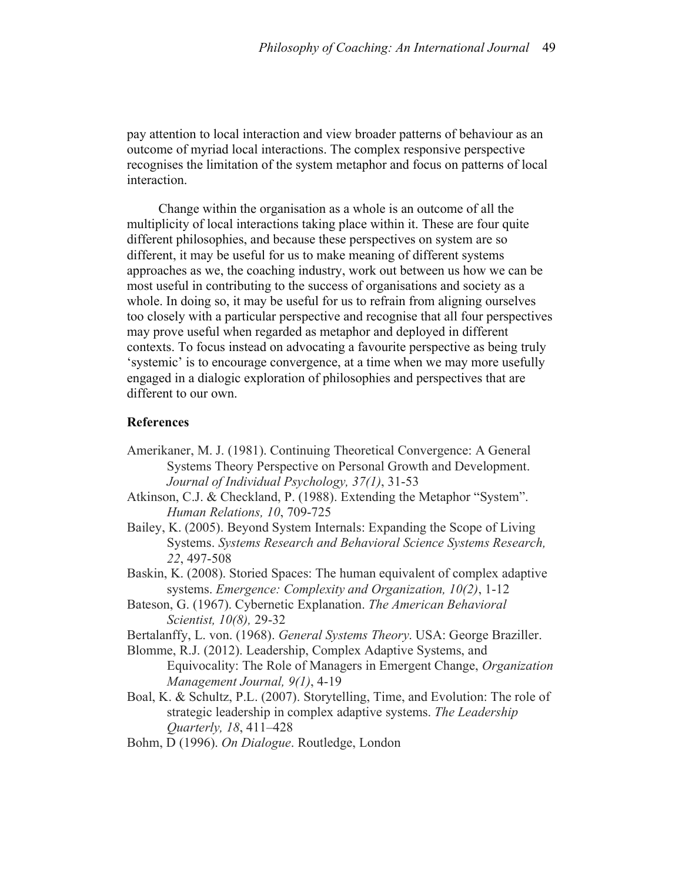pay attention to local interaction and view broader patterns of behaviour as an outcome of myriad local interactions. The complex responsive perspective recognises the limitation of the system metaphor and focus on patterns of local interaction.

Change within the organisation as a whole is an outcome of all the multiplicity of local interactions taking place within it. These are four quite different philosophies, and because these perspectives on system are so different, it may be useful for us to make meaning of different systems approaches as we, the coaching industry, work out between us how we can be most useful in contributing to the success of organisations and society as a whole. In doing so, it may be useful for us to refrain from aligning ourselves too closely with a particular perspective and recognise that all four perspectives may prove useful when regarded as metaphor and deployed in different contexts. To focus instead on advocating a favourite perspective as being truly 'systemic' is to encourage convergence, at a time when we may more usefully engaged in a dialogic exploration of philosophies and perspectives that are different to our own.

## References

Amerikaner, M. J. (1981). Continuing Theoretical Convergence: A General Systems Theory Perspective on Personal Growth and Development. *Journal of Individual Psychology, 37(1)*, 31-53

Atkinson, C.J. & Checkland, P. (1988). Extending the Metaphor "System". *Human Relations, 10*, 709-725

Bailey, K. (2005). Beyond System Internals: Expanding the Scope of Living Systems. *Systems Research and Behavioral Science Systems Research, 22*, 497-508

Baskin, K. (2008). Storied Spaces: The human equivalent of complex adaptive systems. *Emergence: Complexity and Organization, 10(2)*, 1-12

Bateson, G. (1967). Cybernetic Explanation. *The American Behavioral Scientist, 10(8),* 29-32

Bertalanffy, L. von. (1968). *General Systems Theory*. USA: George Braziller.

Blomme, R.J. (2012). Leadership, Complex Adaptive Systems, and Equivocality: The Role of Managers in Emergent Change, *Organization Management Journal, 9(1)*, 4-19

Boal, K. & Schultz, P.L. (2007). Storytelling, Time, and Evolution: The role of strategic leadership in complex adaptive systems. *The Leadership Quarterly, 18*, 411–428

Bohm, D (1996). *On Dialogue*. Routledge, London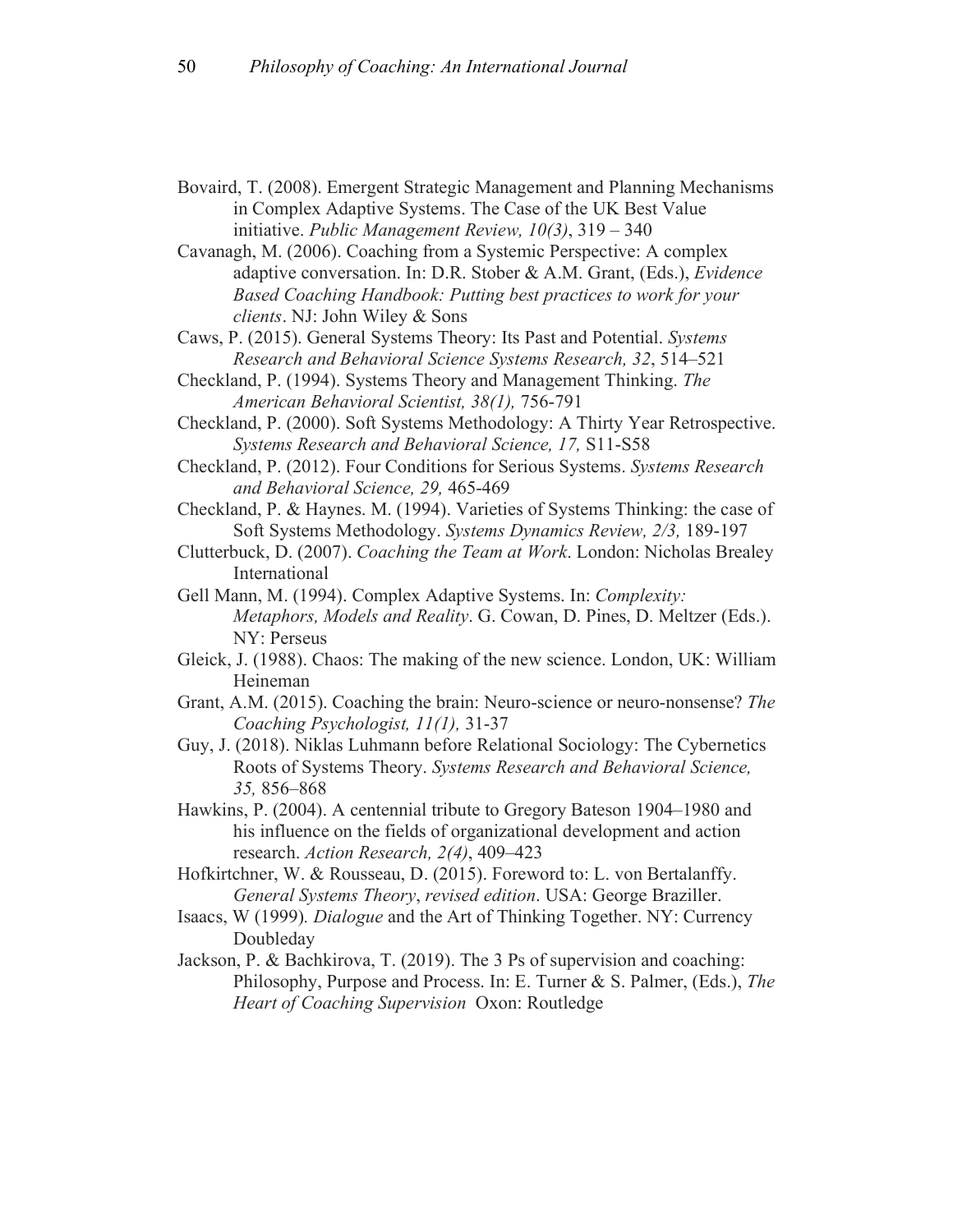Bovaird, T. (2008). Emergent Strategic Management and Planning Mechanisms in Complex Adaptive Systems. The Case of the UK Best Value initiative. *Public Management Review, 10(3)*, 319 – 340

Cavanagh, M. (2006). Coaching from a Systemic Perspective: A complex adaptive conversation. In: D.R. Stober & A.M. Grant, (Eds.), *Evidence Based Coaching Handbook: Putting best practices to work for your clients*. NJ: John Wiley & Sons

Caws, P. (2015). General Systems Theory: Its Past and Potential. *Systems Research and Behavioral Science Systems Research, 32*, 514–521

Checkland, P. (1994). Systems Theory and Management Thinking. *The American Behavioral Scientist, 38(1),* 756-791

Checkland, P. (2000). Soft Systems Methodology: A Thirty Year Retrospective. *Systems Research and Behavioral Science, 17,* S11-S58

Checkland, P. (2012). Four Conditions for Serious Systems. *Systems Research and Behavioral Science, 29,* 465-469

Checkland, P. & Haynes. M. (1994). Varieties of Systems Thinking: the case of Soft Systems Methodology. *Systems Dynamics Review, 2/3,* 189-197

Clutterbuck, D. (2007). *Coaching the Team at Work*. London: Nicholas Brealey International

Gell Mann, M. (1994). Complex Adaptive Systems. In: *Complexity: Metaphors, Models and Reality*. G. Cowan, D. Pines, D. Meltzer (Eds.). NY: Perseus

Gleick, J. (1988). Chaos: The making of the new science. London, UK: William Heineman

Grant, A.M. (2015). Coaching the brain: Neuro-science or neuro-nonsense? *The Coaching Psychologist, 11(1),* 31-37

Guy, J. (2018). Niklas Luhmann before Relational Sociology: The Cybernetics Roots of Systems Theory. *Systems Research and Behavioral Science, 35,* 856–868

Hawkins, P. (2004). A centennial tribute to Gregory Bateson 1904–1980 and his influence on the fields of organizational development and action research. *Action Research, 2(4)*, 409–423

Hofkirtchner, W. & Rousseau, D. (2015). Foreword to: L. von Bertalanffy. *General Systems Theory*, *revised edition*. USA: George Braziller.

Isaacs, W (1999)*. Dialogue* and the Art of Thinking Together. NY: Currency Doubleday

Jackson, P. & Bachkirova, T. (2019). The 3 Ps of supervision and coaching: Philosophy, Purpose and Process. In: E. Turner & S. Palmer, (Eds.), *The Heart of Coaching Supervision* Oxon: Routledge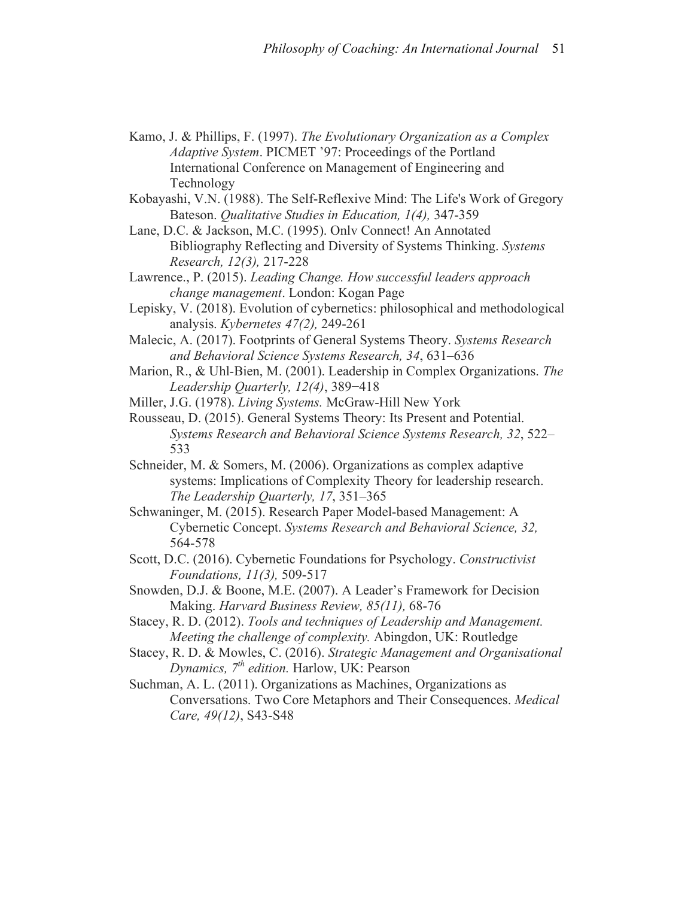Kamo, J. & Phillips, F. (1997). *The Evolutionary Organization as a Complex Adaptive System*. PICMET '97: Proceedings of the Portland International Conference on Management of Engineering and Technology

Kobayashi, V.N. (1988). The Self-Reflexive Mind: The Life's Work of Gregory Bateson. *Qualitative Studies in Education, 1(4),* 347-359

Lane, D.C. & Jackson, M.C. (1995). Onlv Connect! An Annotated Bibliography Reflecting and Diversity of Systems Thinking. *Systems Research, 12(3),* 217-228

Lawrence., P. (2015). *Leading Change. How successful leaders approach change management*. London: Kogan Page

Lepisky, V. (2018). Evolution of cybernetics: philosophical and methodological analysis. *Kybernetes 47(2),* 249-261

Malecic, A. (2017). Footprints of General Systems Theory. *Systems Research and Behavioral Science Systems Research, 34*, 631–636

Marion, R., & Uhl-Bien, M. (2001). Leadership in Complex Organizations. *The Leadership Quarterly, 12(4)*, 389–418

Miller, J.G. (1978). *Living Systems.* McGraw-Hill New York

Rousseau, D. (2015). General Systems Theory: Its Present and Potential. *Systems Research and Behavioral Science Systems Research, 32*, 522–533

Schneider, M. & Somers, M. (2006). Organizations as complex adaptive systems: Implications of Complexity Theory for leadership research. *The Leadership Quarterly, 17*, 351–365

Schwaninger, M. (2015). Research Paper Model-based Management: A Cybernetic Concept. *Systems Research and Behavioral Science, 32,* 564-578

Scott, D.C. (2016). Cybernetic Foundations for Psychology. *Constructivist Foundations, 11(3),* 509-517

Snowden, D.J. & Boone, M.E. (2007). A Leader's Framework for Decision Making. *Harvard Business Review, 85(11),* 68-76

Stacey, R. D. (2012). *Tools and techniques of Leadership and Management. Meeting the challenge of complexity.* Abingdon, UK: Routledge

Stacey, R. D. & Mowles, C. (2016). *Strategic Management and Organisational Dynamics, 7th edition.* Harlow, UK: Pearson

Suchman, A. L. (2011). Organizations as Machines, Organizations as Conversations. Two Core Metaphors and Their Consequences. *Medical Care, 49(12)*, S43-S48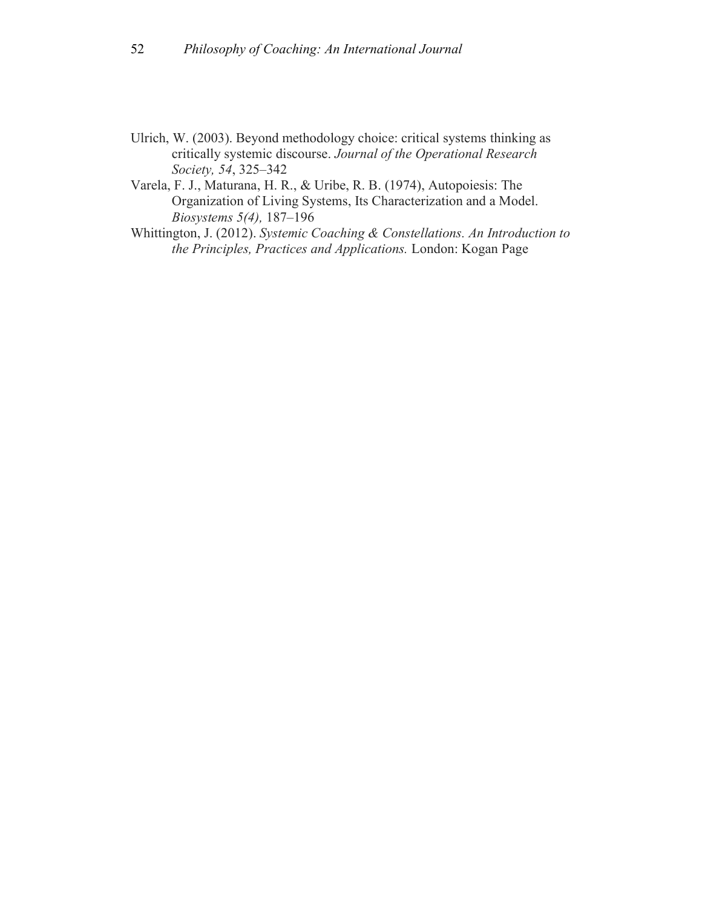Ulrich, W. (2003). Beyond methodology choice: critical systems thinking as critically systemic discourse. *Journal of the Operational Research Society, 54*, 325–342

Varela, F. J., Maturana, H. R., & Uribe, R. B. (1974), Autopoiesis: The Organization of Living Systems, Its Characterization and a Model. *Biosystems 5(4),* 187–196

Whittington, J. (2012). *Systemic Coaching & Constellations. An Introduction to the Principles, Practices and Applications.* London: Kogan Page